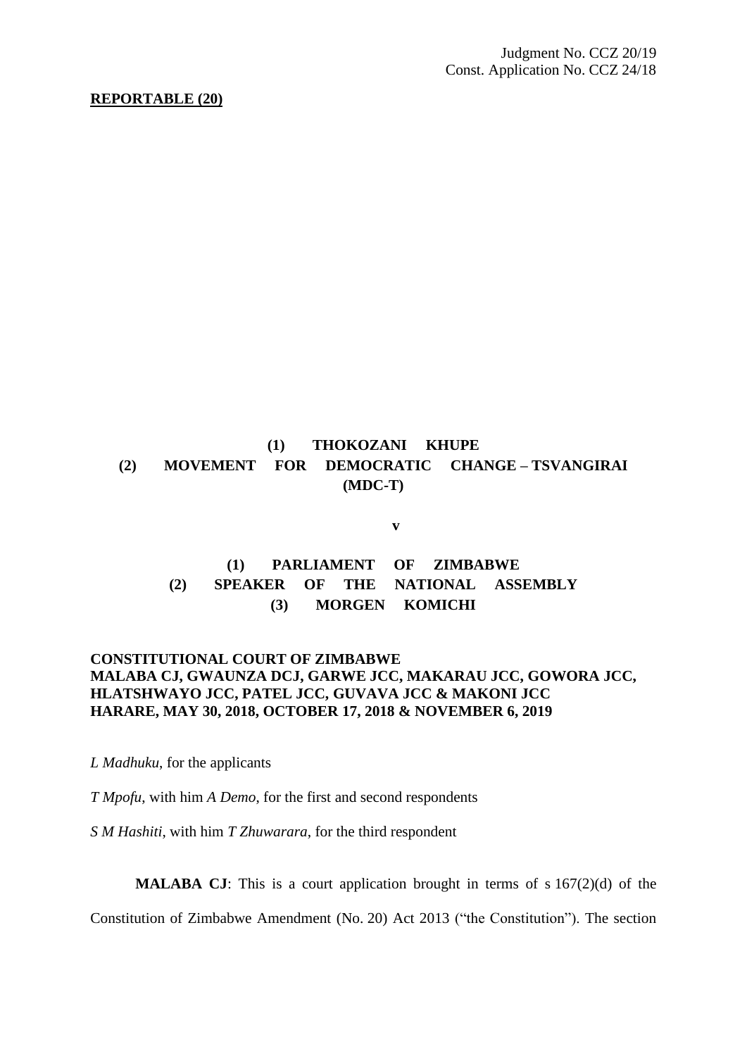Judgment No. CCZ 20/19
Const. Application No. CCZ 24/18

**REPORTABLE (20)**

**(1) THOKOZANI KHUPE**
**(2) MOVEMENT FOR DEMOCRATIC CHANGE – TSVANGIRAI (MDC-T)**

**v**

**(1) PARLIAMENT OF ZIMBABWE**
**(2) SPEAKER OF THE NATIONAL ASSEMBLY**
**(3) MORGEN KOMICHI**

**CONSTITUTIONAL COURT OF ZIMBABWE**
**MALABA CJ, GWAUNZA DCJ, GARWE JCC, MAKARAU JCC, GOWORA JCC, HLATSHWAYO JCC, PATEL JCC, GUVAVA JCC & MAKONI JCC**
**HARARE, MAY 30, 2018, OCTOBER 17, 2018 & NOVEMBER 6, 2019**

*L Madhuku*, for the applicants

*T Mpofu*, with him *A Demo*, for the first and second respondents

*S M Hashiti*, with him *T Zhuwarara*, for the third respondent

**MALABA CJ**: This is a court application brought in terms of s 167(2)(d) of the Constitution of Zimbabwe Amendment (No. 20) Act 2013 ("the Constitution"). The section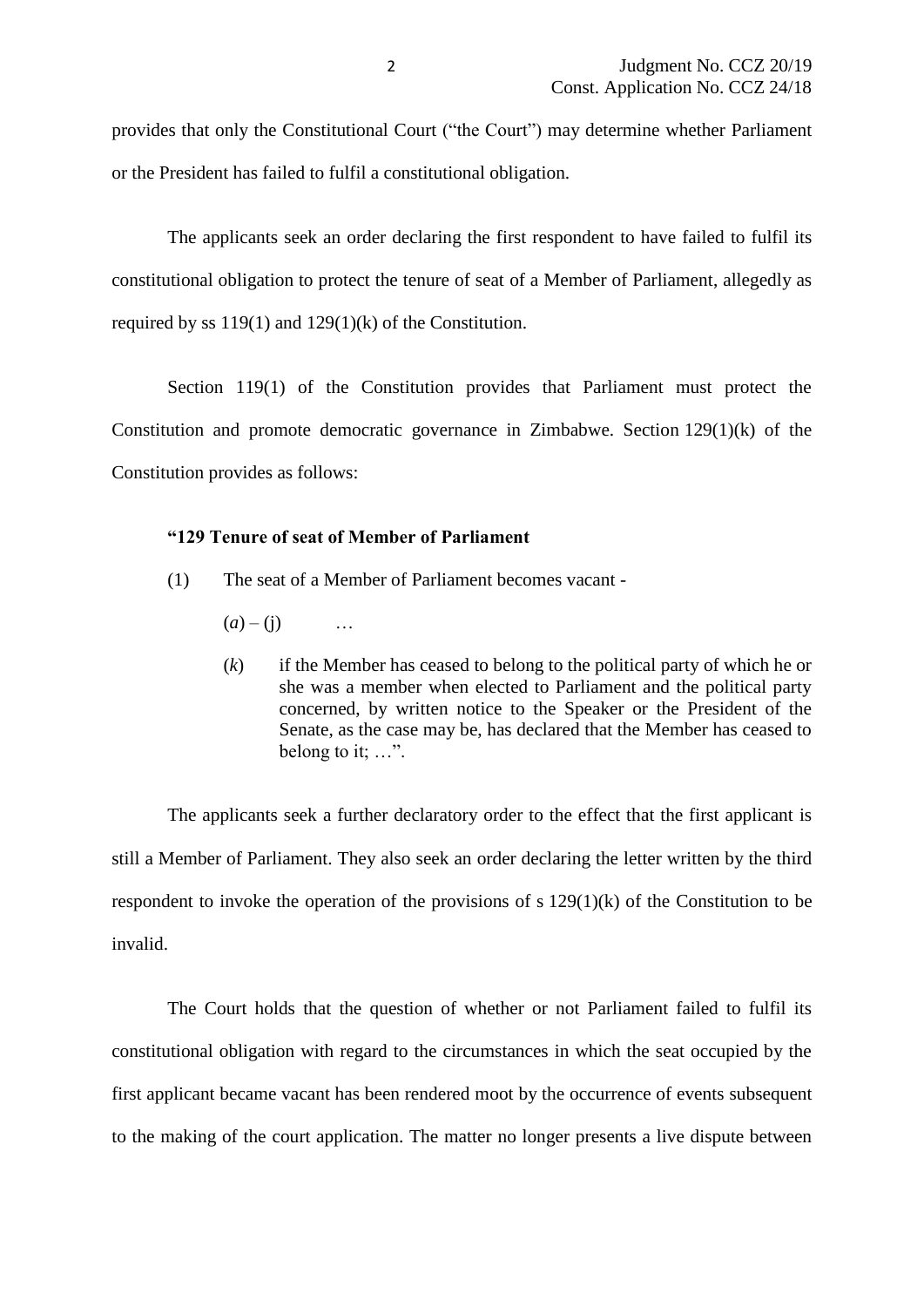provides that only the Constitutional Court ("the Court") may determine whether Parliament or the President has failed to fulfil a constitutional obligation.

The applicants seek an order declaring the first respondent to have failed to fulfil its constitutional obligation to protect the tenure of seat of a Member of Parliament, allegedly as required by ss 119(1) and 129(1)(k) of the Constitution.

Section 119(1) of the Constitution provides that Parliament must protect the Constitution and promote democratic governance in Zimbabwe. Section 129(1)(k) of the Constitution provides as follows:

> **"129 Tenure of seat of Member of Parliament**
>
> (1) The seat of a Member of Parliament becomes vacant -
>
> (*a*) – (j) …
>
> (*k*) if the Member has ceased to belong to the political party of which he or she was a member when elected to Parliament and the political party concerned, by written notice to the Speaker or the President of the Senate, as the case may be, has declared that the Member has ceased to belong to it; …".

The applicants seek a further declaratory order to the effect that the first applicant is still a Member of Parliament. They also seek an order declaring the letter written by the third respondent to invoke the operation of the provisions of s 129(1)(k) of the Constitution to be invalid.

The Court holds that the question of whether or not Parliament failed to fulfil its constitutional obligation with regard to the circumstances in which the seat occupied by the first applicant became vacant has been rendered moot by the occurrence of events subsequent to the making of the court application. The matter no longer presents a live dispute between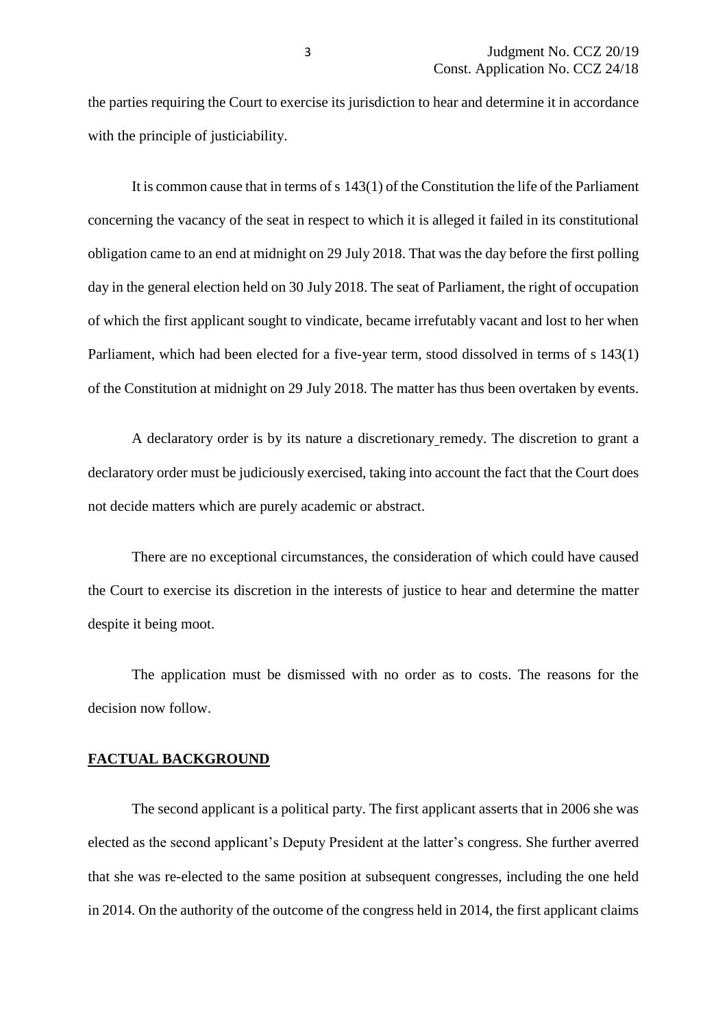the parties requiring the Court to exercise its jurisdiction to hear and determine it in accordance with the principle of justiciability.

It is common cause that in terms of s 143(1) of the Constitution the life of the Parliament concerning the vacancy of the seat in respect to which it is alleged it failed in its constitutional obligation came to an end at midnight on 29 July 2018. That was the day before the first polling day in the general election held on 30 July 2018. The seat of Parliament, the right of occupation of which the first applicant sought to vindicate, became irrefutably vacant and lost to her when Parliament, which had been elected for a five-year term, stood dissolved in terms of s 143(1) of the Constitution at midnight on 29 July 2018. The matter has thus been overtaken by events.

A declaratory order is by its nature a discretionary remedy. The discretion to grant a declaratory order must be judiciously exercised, taking into account the fact that the Court does not decide matters which are purely academic or abstract.

There are no exceptional circumstances, the consideration of which could have caused the Court to exercise its discretion in the interests of justice to hear and determine the matter despite it being moot.

The application must be dismissed with no order as to costs. The reasons for the decision now follow.

## FACTUAL BACKGROUND

The second applicant is a political party. The first applicant asserts that in 2006 she was elected as the second applicant's Deputy President at the latter's congress. She further averred that she was re-elected to the same position at subsequent congresses, including the one held in 2014. On the authority of the outcome of the congress held in 2014, the first applicant claims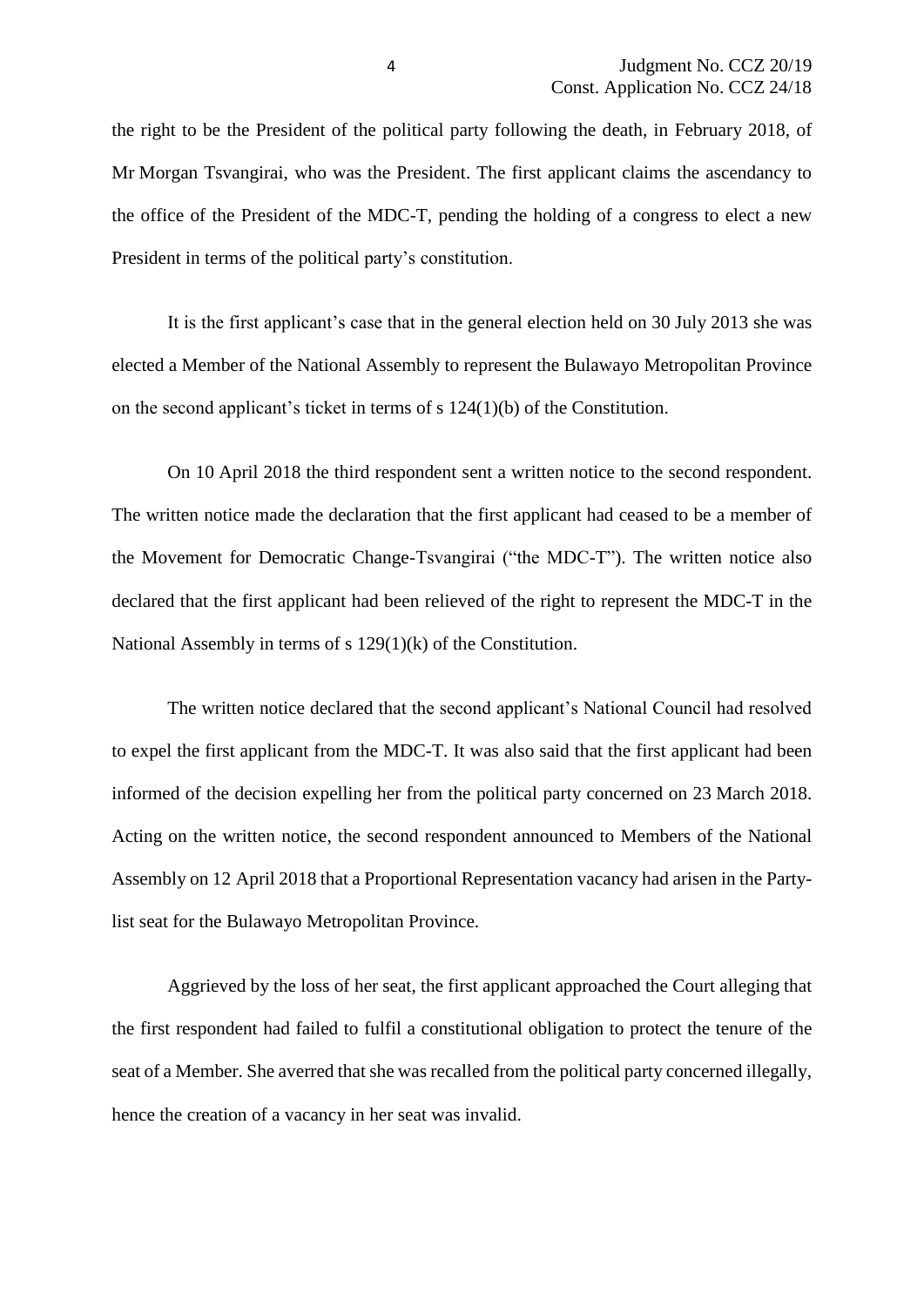the right to be the President of the political party following the death, in February 2018, of Mr Morgan Tsvangirai, who was the President. The first applicant claims the ascendancy to the office of the President of the MDC-T, pending the holding of a congress to elect a new President in terms of the political party's constitution.

It is the first applicant's case that in the general election held on 30 July 2013 she was elected a Member of the National Assembly to represent the Bulawayo Metropolitan Province on the second applicant's ticket in terms of s 124(1)(b) of the Constitution.

On 10 April 2018 the third respondent sent a written notice to the second respondent. The written notice made the declaration that the first applicant had ceased to be a member of the Movement for Democratic Change-Tsvangirai ("the MDC-T"). The written notice also declared that the first applicant had been relieved of the right to represent the MDC-T in the National Assembly in terms of s 129(1)(k) of the Constitution.

The written notice declared that the second applicant's National Council had resolved to expel the first applicant from the MDC-T. It was also said that the first applicant had been informed of the decision expelling her from the political party concerned on 23 March 2018. Acting on the written notice, the second respondent announced to Members of the National Assembly on 12 April 2018 that a Proportional Representation vacancy had arisen in the Party-list seat for the Bulawayo Metropolitan Province.

Aggrieved by the loss of her seat, the first applicant approached the Court alleging that the first respondent had failed to fulfil a constitutional obligation to protect the tenure of the seat of a Member. She averred that she was recalled from the political party concerned illegally, hence the creation of a vacancy in her seat was invalid.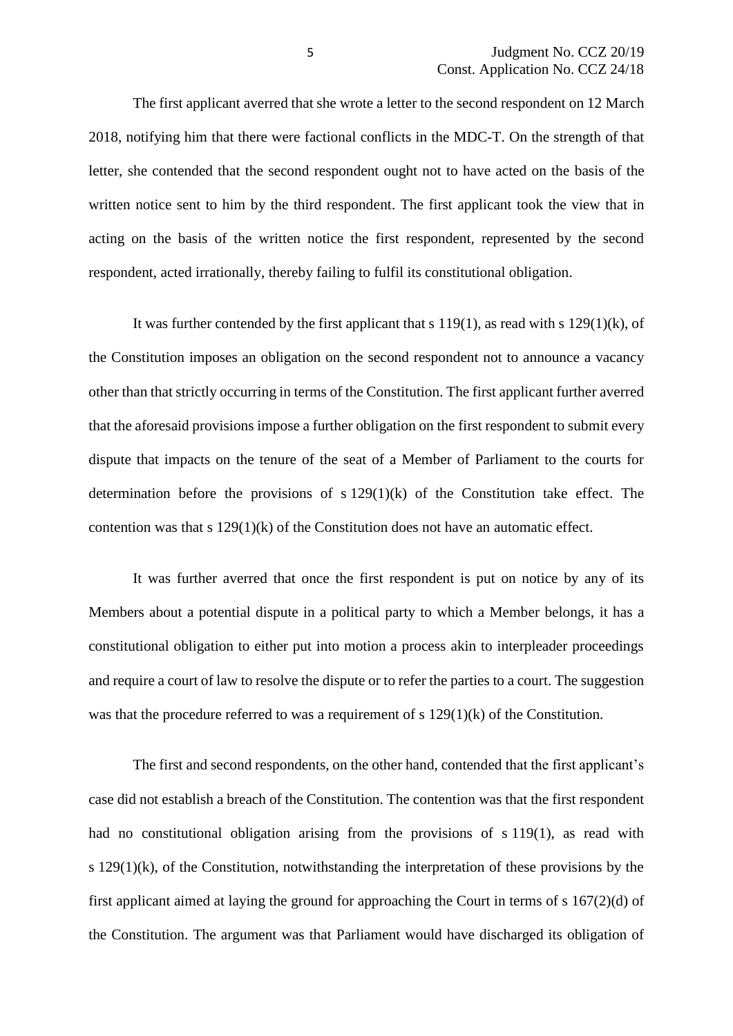The first applicant averred that she wrote a letter to the second respondent on 12 March 2018, notifying him that there were factional conflicts in the MDC-T. On the strength of that letter, she contended that the second respondent ought not to have acted on the basis of the written notice sent to him by the third respondent. The first applicant took the view that in acting on the basis of the written notice the first respondent, represented by the second respondent, acted irrationally, thereby failing to fulfil its constitutional obligation.

It was further contended by the first applicant that s 119(1), as read with s 129(1)(k), of the Constitution imposes an obligation on the second respondent not to announce a vacancy other than that strictly occurring in terms of the Constitution. The first applicant further averred that the aforesaid provisions impose a further obligation on the first respondent to submit every dispute that impacts on the tenure of the seat of a Member of Parliament to the courts for determination before the provisions of s 129(1)(k) of the Constitution take effect. The contention was that s 129(1)(k) of the Constitution does not have an automatic effect.

It was further averred that once the first respondent is put on notice by any of its Members about a potential dispute in a political party to which a Member belongs, it has a constitutional obligation to either put into motion a process akin to interpleader proceedings and require a court of law to resolve the dispute or to refer the parties to a court. The suggestion was that the procedure referred to was a requirement of s 129(1)(k) of the Constitution.

The first and second respondents, on the other hand, contended that the first applicant's case did not establish a breach of the Constitution. The contention was that the first respondent had no constitutional obligation arising from the provisions of s 119(1), as read with s 129(1)(k), of the Constitution, notwithstanding the interpretation of these provisions by the first applicant aimed at laying the ground for approaching the Court in terms of s 167(2)(d) of the Constitution. The argument was that Parliament would have discharged its obligation of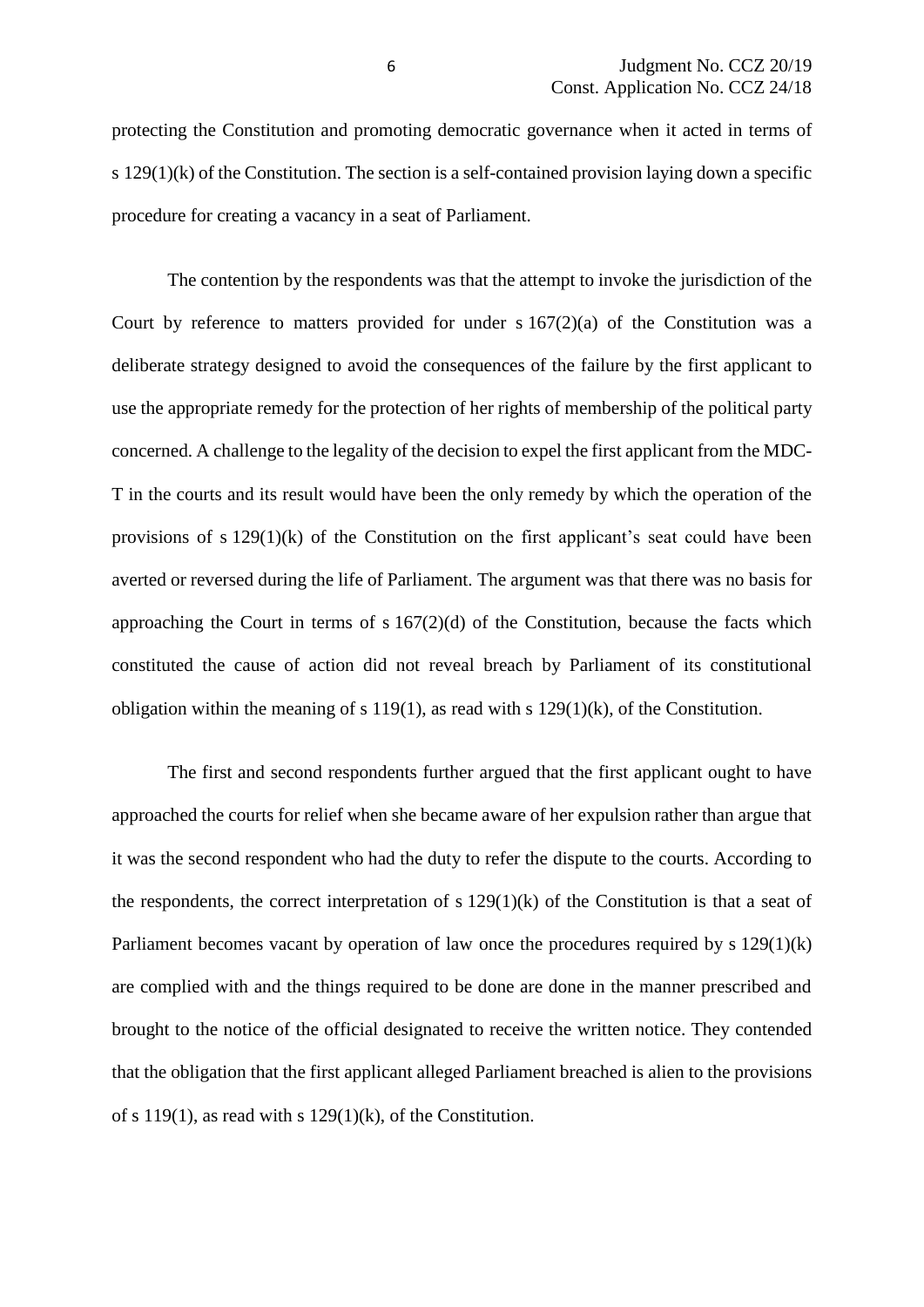protecting the Constitution and promoting democratic governance when it acted in terms of s 129(1)(k) of the Constitution. The section is a self-contained provision laying down a specific procedure for creating a vacancy in a seat of Parliament.

The contention by the respondents was that the attempt to invoke the jurisdiction of the Court by reference to matters provided for under s 167(2)(a) of the Constitution was a deliberate strategy designed to avoid the consequences of the failure by the first applicant to use the appropriate remedy for the protection of her rights of membership of the political party concerned. A challenge to the legality of the decision to expel the first applicant from the MDC-T in the courts and its result would have been the only remedy by which the operation of the provisions of s 129(1)(k) of the Constitution on the first applicant's seat could have been averted or reversed during the life of Parliament. The argument was that there was no basis for approaching the Court in terms of s 167(2)(d) of the Constitution, because the facts which constituted the cause of action did not reveal breach by Parliament of its constitutional obligation within the meaning of s 119(1), as read with s 129(1)(k), of the Constitution.

The first and second respondents further argued that the first applicant ought to have approached the courts for relief when she became aware of her expulsion rather than argue that it was the second respondent who had the duty to refer the dispute to the courts. According to the respondents, the correct interpretation of s 129(1)(k) of the Constitution is that a seat of Parliament becomes vacant by operation of law once the procedures required by s 129(1)(k) are complied with and the things required to be done are done in the manner prescribed and brought to the notice of the official designated to receive the written notice. They contended that the obligation that the first applicant alleged Parliament breached is alien to the provisions of s 119(1), as read with s 129(1)(k), of the Constitution.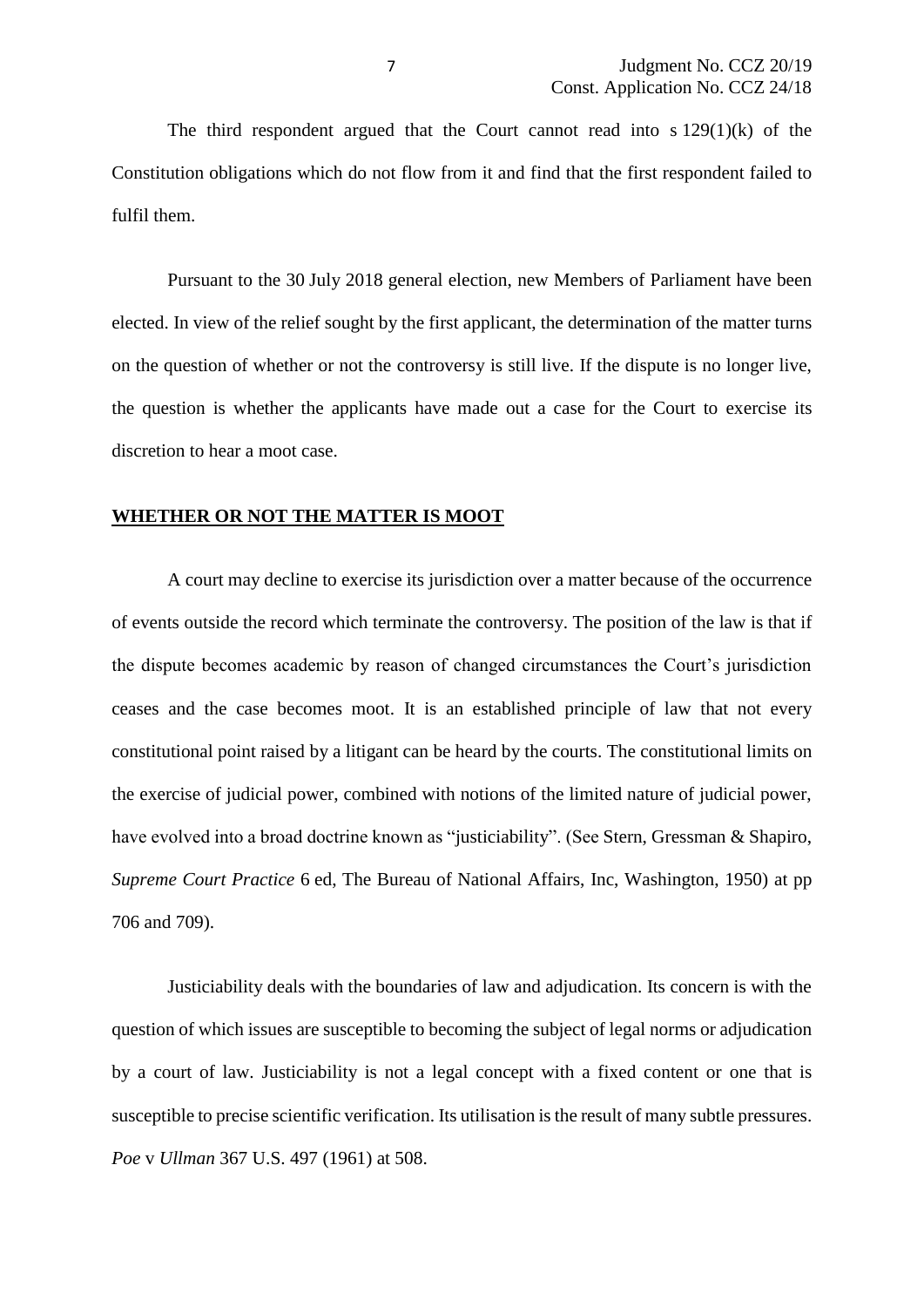The third respondent argued that the Court cannot read into s 129(1)(k) of the Constitution obligations which do not flow from it and find that the first respondent failed to fulfil them.

Pursuant to the 30 July 2018 general election, new Members of Parliament have been elected. In view of the relief sought by the first applicant, the determination of the matter turns on the question of whether or not the controversy is still live. If the dispute is no longer live, the question is whether the applicants have made out a case for the Court to exercise its discretion to hear a moot case.

## **WHETHER OR NOT THE MATTER IS MOOT**

A court may decline to exercise its jurisdiction over a matter because of the occurrence of events outside the record which terminate the controversy. The position of the law is that if the dispute becomes academic by reason of changed circumstances the Court's jurisdiction ceases and the case becomes moot. It is an established principle of law that not every constitutional point raised by a litigant can be heard by the courts. The constitutional limits on the exercise of judicial power, combined with notions of the limited nature of judicial power, have evolved into a broad doctrine known as "justiciability". (See Stern, Gressman & Shapiro, *Supreme Court Practice* 6 ed, The Bureau of National Affairs, Inc, Washington, 1950) at pp 706 and 709).

Justiciability deals with the boundaries of law and adjudication. Its concern is with the question of which issues are susceptible to becoming the subject of legal norms or adjudication by a court of law. Justiciability is not a legal concept with a fixed content or one that is susceptible to precise scientific verification. Its utilisation is the result of many subtle pressures. *Poe* v *Ullman* 367 U.S. 497 (1961) at 508.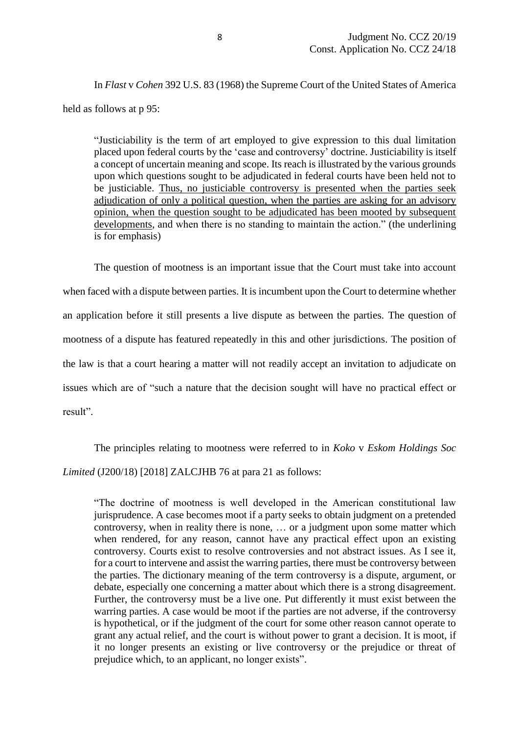In *Flast* v *Cohen* 392 U.S. 83 (1968) the Supreme Court of the United States of America held as follows at p 95:

> "Justiciability is the term of art employed to give expression to this dual limitation placed upon federal courts by the 'case and controversy' doctrine. Justiciability is itself a concept of uncertain meaning and scope. Its reach is illustrated by the various grounds upon which questions sought to be adjudicated in federal courts have been held not to be justiciable. <u>Thus, no justiciable controversy is presented when the parties seek adjudication of only a political question, when the parties are asking for an advisory opinion, when the question sought to be adjudicated has been mooted by subsequent developments</u>, and when there is no standing to maintain the action." (the underlining is for emphasis)

The question of mootness is an important issue that the Court must take into account when faced with a dispute between parties. It is incumbent upon the Court to determine whether an application before it still presents a live dispute as between the parties. The question of mootness of a dispute has featured repeatedly in this and other jurisdictions. The position of the law is that a court hearing a matter will not readily accept an invitation to adjudicate on issues which are of "such a nature that the decision sought will have no practical effect or result".

The principles relating to mootness were referred to in *Koko* v *Eskom Holdings Soc Limited* (J200/18) [2018] ZALCJHB 76 at para 21 as follows:

> "The doctrine of mootness is well developed in the American constitutional law jurisprudence. A case becomes moot if a party seeks to obtain judgment on a pretended controversy, when in reality there is none, … or a judgment upon some matter which when rendered, for any reason, cannot have any practical effect upon an existing controversy. Courts exist to resolve controversies and not abstract issues. As I see it, for a court to intervene and assist the warring parties, there must be controversy between the parties. The dictionary meaning of the term controversy is a dispute, argument, or debate, especially one concerning a matter about which there is a strong disagreement. Further, the controversy must be a live one. Put differently it must exist between the warring parties. A case would be moot if the parties are not adverse, if the controversy is hypothetical, or if the judgment of the court for some other reason cannot operate to grant any actual relief, and the court is without power to grant a decision. It is moot, if it no longer presents an existing or live controversy or the prejudice or threat of prejudice which, to an applicant, no longer exists".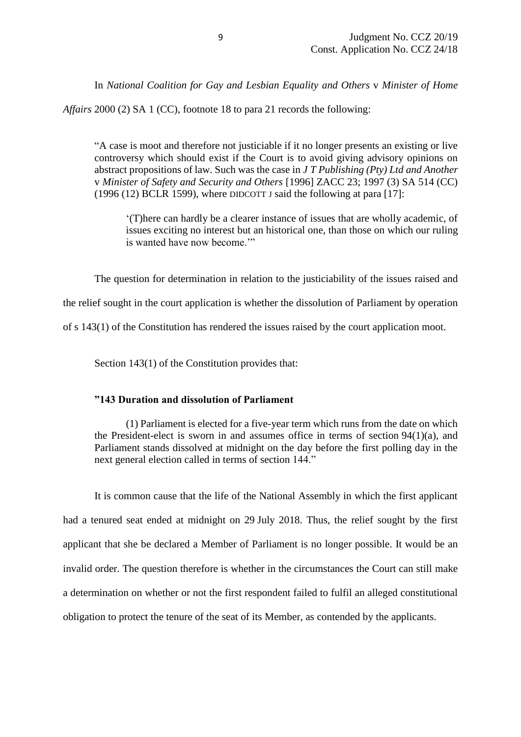In *National Coalition for Gay and Lesbian Equality and Others* v *Minister of Home Affairs* 2000 (2) SA 1 (CC), footnote 18 to para 21 records the following:

> "A case is moot and therefore not justiciable if it no longer presents an existing or live controversy which should exist if the Court is to avoid giving advisory opinions on abstract propositions of law. Such was the case in *J T Publishing (Pty) Ltd and Another* v *Minister of Safety and Security and Others* [1996] ZACC 23; 1997 (3) SA 514 (CC) (1996 (12) BCLR 1599), where DIDCOTT J said the following at para [17]:
>
> > '(T)here can hardly be a clearer instance of issues that are wholly academic, of issues exciting no interest but an historical one, than those on which our ruling is wanted have now become.'"

The question for determination in relation to the justiciability of the issues raised and the relief sought in the court application is whether the dissolution of Parliament by operation of s 143(1) of the Constitution has rendered the issues raised by the court application moot.

Section 143(1) of the Constitution provides that:

> **"143 Duration and dissolution of Parliament**
>
> (1) Parliament is elected for a five-year term which runs from the date on which the President-elect is sworn in and assumes office in terms of section 94(1)(a), and Parliament stands dissolved at midnight on the day before the first polling day in the next general election called in terms of section 144."

It is common cause that the life of the National Assembly in which the first applicant had a tenured seat ended at midnight on 29 July 2018. Thus, the relief sought by the first applicant that she be declared a Member of Parliament is no longer possible. It would be an invalid order. The question therefore is whether in the circumstances the Court can still make a determination on whether or not the first respondent failed to fulfil an alleged constitutional obligation to protect the tenure of the seat of its Member, as contended by the applicants.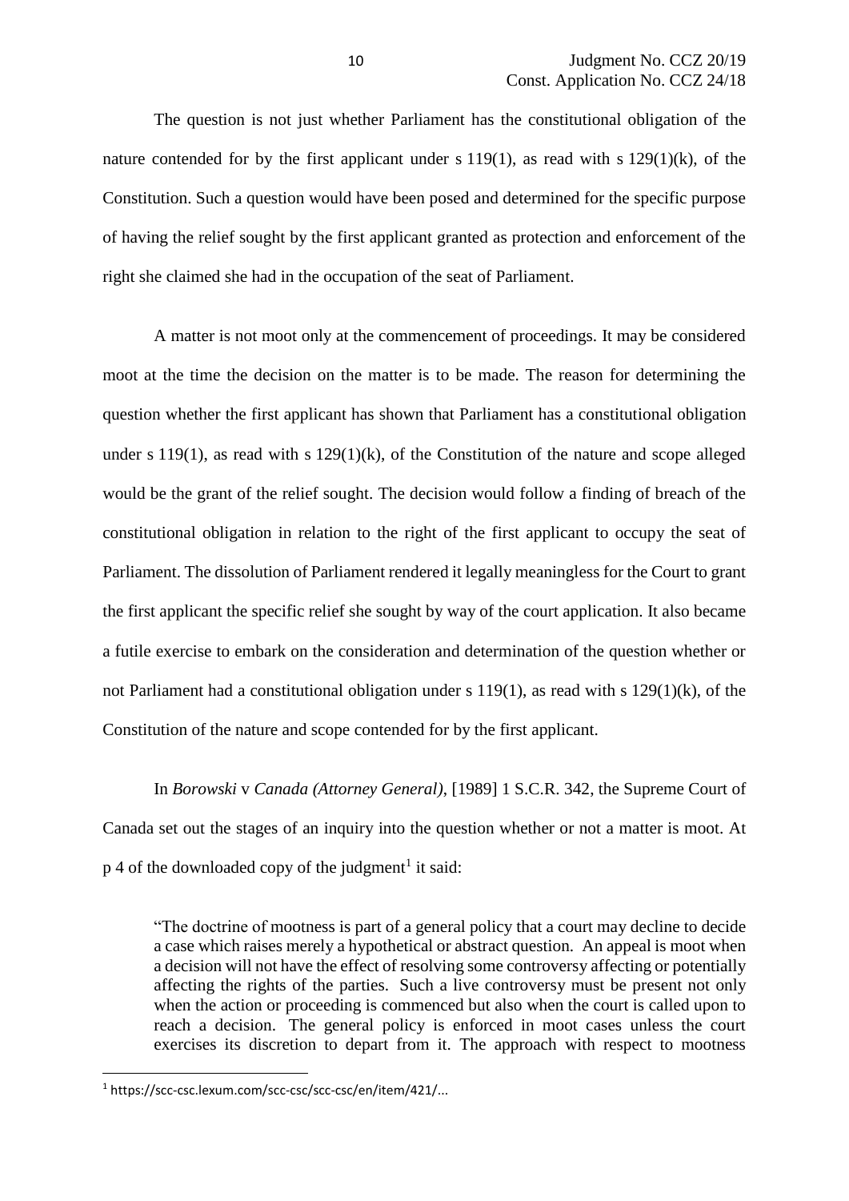The question is not just whether Parliament has the constitutional obligation of the nature contended for by the first applicant under s 119(1), as read with s 129(1)(k), of the Constitution. Such a question would have been posed and determined for the specific purpose of having the relief sought by the first applicant granted as protection and enforcement of the right she claimed she had in the occupation of the seat of Parliament.

A matter is not moot only at the commencement of proceedings. It may be considered moot at the time the decision on the matter is to be made. The reason for determining the question whether the first applicant has shown that Parliament has a constitutional obligation under s 119(1), as read with s 129(1)(k), of the Constitution of the nature and scope alleged would be the grant of the relief sought. The decision would follow a finding of breach of the constitutional obligation in relation to the right of the first applicant to occupy the seat of Parliament. The dissolution of Parliament rendered it legally meaningless for the Court to grant the first applicant the specific relief she sought by way of the court application. It also became a futile exercise to embark on the consideration and determination of the question whether or not Parliament had a constitutional obligation under s 119(1), as read with s 129(1)(k), of the Constitution of the nature and scope contended for by the first applicant.

In *Borowski* v *Canada (Attorney General)*, [1989] 1 S.C.R. 342, the Supreme Court of Canada set out the stages of an inquiry into the question whether or not a matter is moot. At p 4 of the downloaded copy of the judgment[1] it said:

> "The doctrine of mootness is part of a general policy that a court may decline to decide a case which raises merely a hypothetical or abstract question. An appeal is moot when a decision will not have the effect of resolving some controversy affecting or potentially affecting the rights of the parties. Such a live controversy must be present not only when the action or proceeding is commenced but also when the court is called upon to reach a decision. The general policy is enforced in moot cases unless the court exercises its discretion to depart from it. The approach with respect to mootness

[1] https://scc-csc.lexum.com/scc-csc/scc-csc/en/item/421/...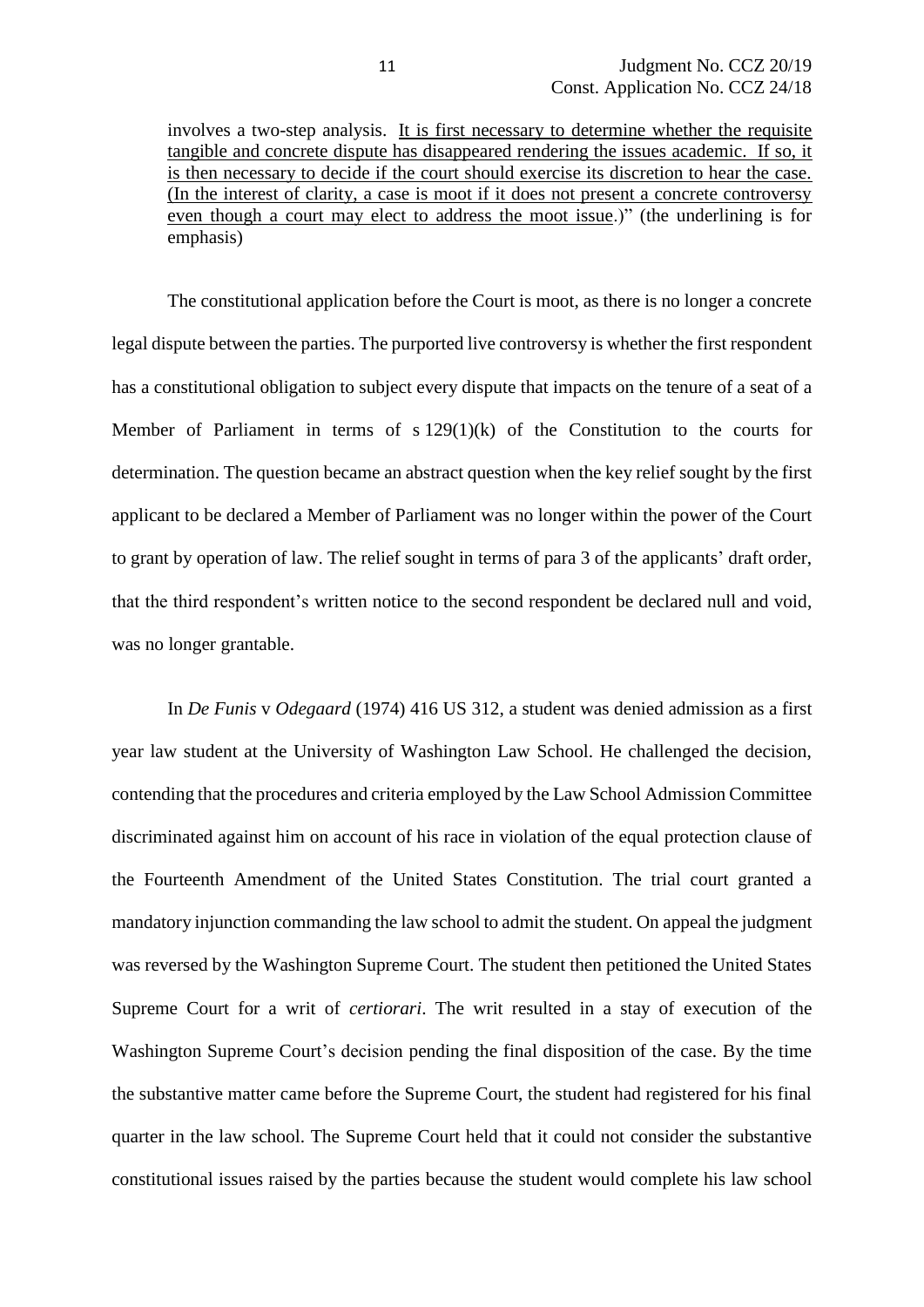involves a two-step analysis. It is first necessary to determine whether the requisite tangible and concrete dispute has disappeared rendering the issues academic. If so, it is then necessary to decide if the court should exercise its discretion to hear the case. (In the interest of clarity, a case is moot if it does not present a concrete controversy even though a court may elect to address the moot issue.)" (the underlining is for emphasis)

The constitutional application before the Court is moot, as there is no longer a concrete legal dispute between the parties. The purported live controversy is whether the first respondent has a constitutional obligation to subject every dispute that impacts on the tenure of a seat of a Member of Parliament in terms of s 129(1)(k) of the Constitution to the courts for determination. The question became an abstract question when the key relief sought by the first applicant to be declared a Member of Parliament was no longer within the power of the Court to grant by operation of law. The relief sought in terms of para 3 of the applicants' draft order, that the third respondent's written notice to the second respondent be declared null and void, was no longer grantable.

In *De Funis* v *Odegaard* (1974) 416 US 312, a student was denied admission as a first year law student at the University of Washington Law School. He challenged the decision, contending that the procedures and criteria employed by the Law School Admission Committee discriminated against him on account of his race in violation of the equal protection clause of the Fourteenth Amendment of the United States Constitution. The trial court granted a mandatory injunction commanding the law school to admit the student. On appeal the judgment was reversed by the Washington Supreme Court. The student then petitioned the United States Supreme Court for a writ of *certiorari*. The writ resulted in a stay of execution of the Washington Supreme Court's decision pending the final disposition of the case. By the time the substantive matter came before the Supreme Court, the student had registered for his final quarter in the law school. The Supreme Court held that it could not consider the substantive constitutional issues raised by the parties because the student would complete his law school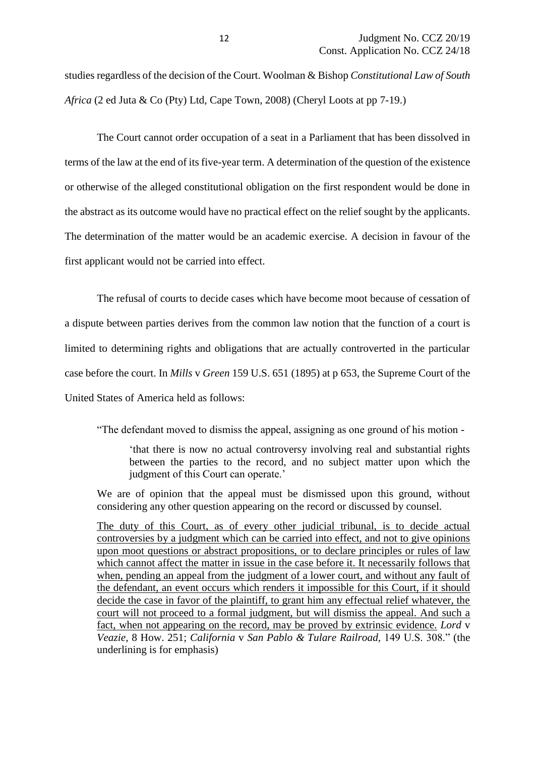studies regardless of the decision of the Court. Woolman & Bishop *Constitutional Law of South Africa* (2 ed Juta & Co (Pty) Ltd, Cape Town, 2008) (Cheryl Loots at pp 7-19.)

The Court cannot order occupation of a seat in a Parliament that has been dissolved in terms of the law at the end of its five-year term. A determination of the question of the existence or otherwise of the alleged constitutional obligation on the first respondent would be done in the abstract as its outcome would have no practical effect on the relief sought by the applicants. The determination of the matter would be an academic exercise. A decision in favour of the first applicant would not be carried into effect.

The refusal of courts to decide cases which have become moot because of cessation of a dispute between parties derives from the common law notion that the function of a court is limited to determining rights and obligations that are actually controverted in the particular case before the court. In *Mills* v *Green* 159 U.S. 651 (1895) at p 653, the Supreme Court of the United States of America held as follows:

> "The defendant moved to dismiss the appeal, assigning as one ground of his motion -
>
> > 'that there is now no actual controversy involving real and substantial rights between the parties to the record, and no subject matter upon which the judgment of this Court can operate.'
>
> We are of opinion that the appeal must be dismissed upon this ground, without considering any other question appearing on the record or discussed by counsel.
>
> <u>The duty of this Court, as of every other judicial tribunal, is to decide actual controversies by a judgment which can be carried into effect, and not to give opinions upon moot questions or abstract propositions, or to declare principles or rules of law which cannot affect the matter in issue in the case before it. It necessarily follows that when, pending an appeal from the judgment of a lower court, and without any fault of the defendant, an event occurs which renders it impossible for this Court, if it should decide the case in favor of the plaintiff, to grant him any effectual relief whatever, the court will not proceed to a formal judgment, but will dismiss the appeal. And such a fact, when not appearing on the record, may be proved by extrinsic evidence.</u> *Lord* v *Veazie*, 8 How. 251; *California* v *San Pablo & Tulare Railroad*, 149 U.S. 308." (the underlining is for emphasis)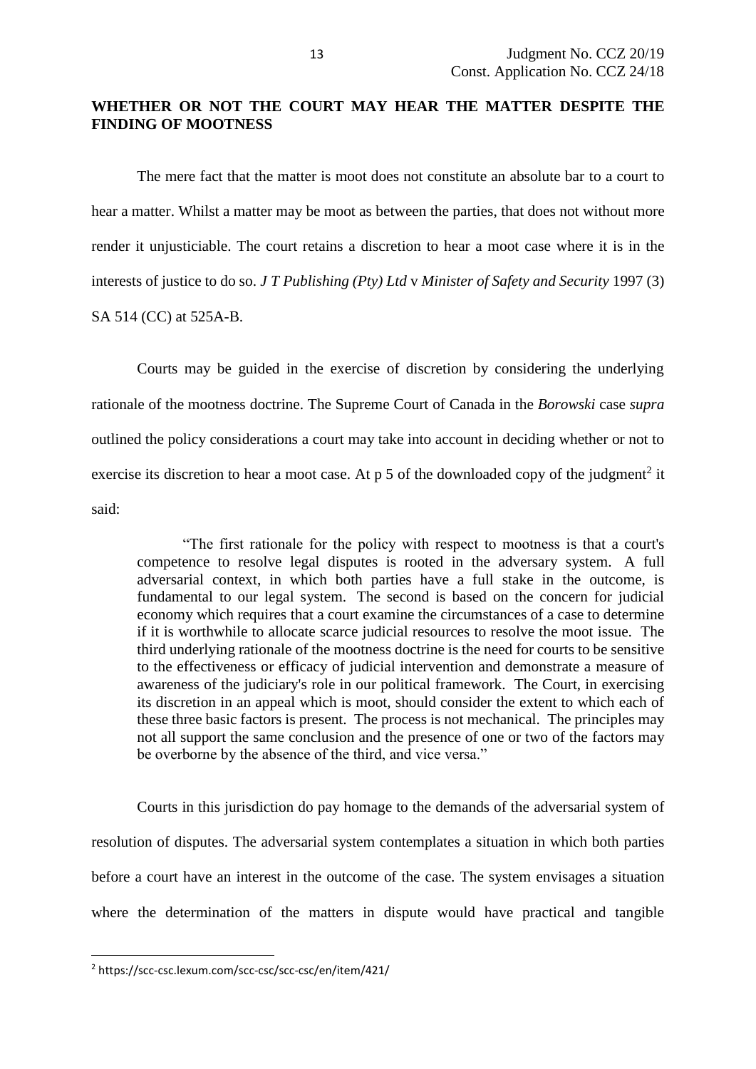**WHETHER OR NOT THE COURT MAY HEAR THE MATTER DESPITE THE FINDING OF MOOTNESS**

The mere fact that the matter is moot does not constitute an absolute bar to a court to hear a matter. Whilst a matter may be moot as between the parties, that does not without more render it unjusticiable. The court retains a discretion to hear a moot case where it is in the interests of justice to do so. *J T Publishing (Pty) Ltd* v *Minister of Safety and Security* 1997 (3) SA 514 (CC) at 525A-B.

Courts may be guided in the exercise of discretion by considering the underlying rationale of the mootness doctrine. The Supreme Court of Canada in the *Borowski* case *supra* outlined the policy considerations a court may take into account in deciding whether or not to exercise its discretion to hear a moot case. At p 5 of the downloaded copy of the judgment[2] it said:

> "The first rationale for the policy with respect to mootness is that a court's competence to resolve legal disputes is rooted in the adversary system. A full adversarial context, in which both parties have a full stake in the outcome, is fundamental to our legal system. The second is based on the concern for judicial economy which requires that a court examine the circumstances of a case to determine if it is worthwhile to allocate scarce judicial resources to resolve the moot issue. The third underlying rationale of the mootness doctrine is the need for courts to be sensitive to the effectiveness or efficacy of judicial intervention and demonstrate a measure of awareness of the judiciary's role in our political framework. The Court, in exercising its discretion in an appeal which is moot, should consider the extent to which each of these three basic factors is present. The process is not mechanical. The principles may not all support the same conclusion and the presence of one or two of the factors may be overborne by the absence of the third, and vice versa."

Courts in this jurisdiction do pay homage to the demands of the adversarial system of resolution of disputes. The adversarial system contemplates a situation in which both parties before a court have an interest in the outcome of the case. The system envisages a situation where the determination of the matters in dispute would have practical and tangible

[2] https://scc-csc.lexum.com/scc-csc/scc-csc/en/item/421/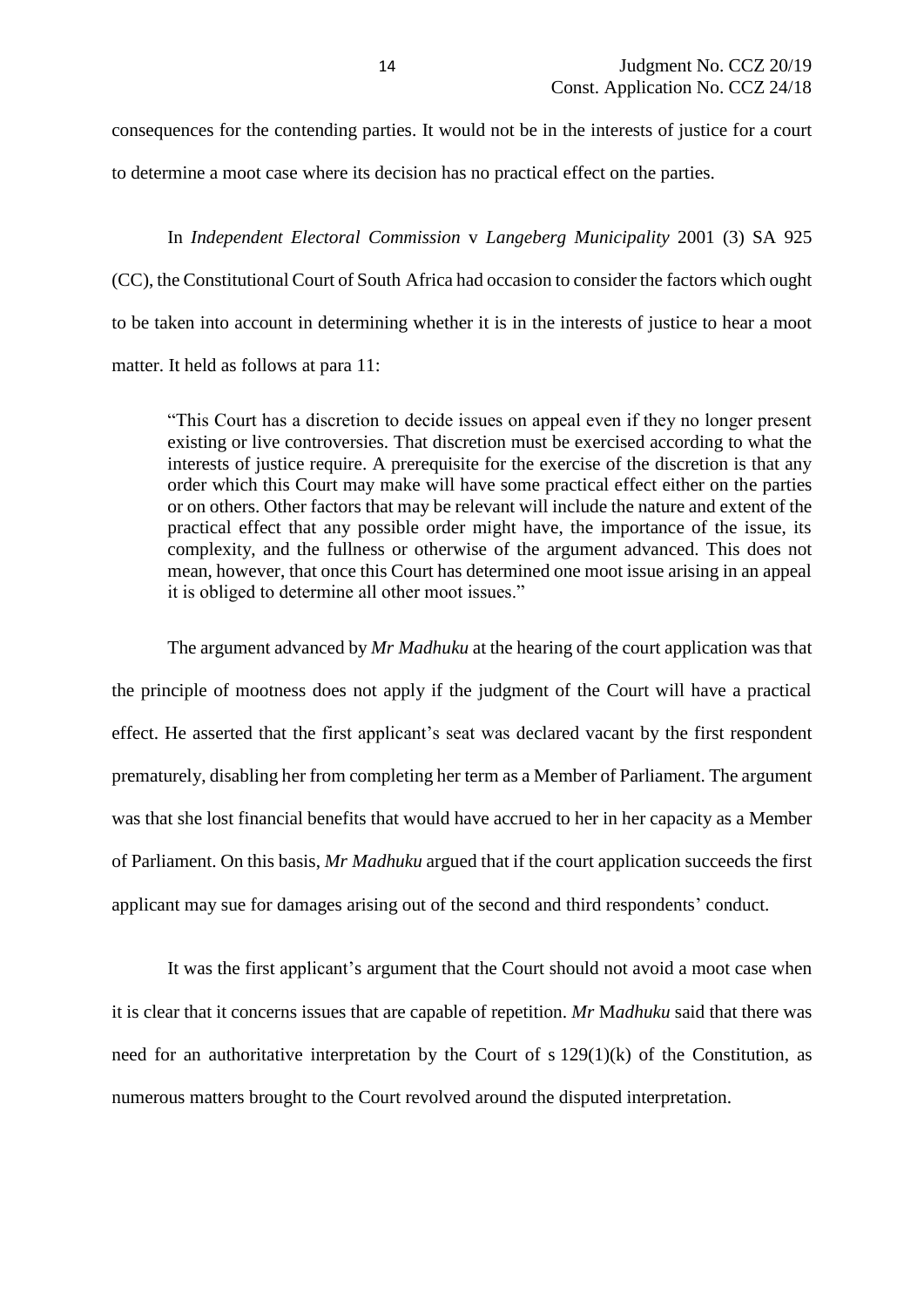consequences for the contending parties. It would not be in the interests of justice for a court to determine a moot case where its decision has no practical effect on the parties.

In *Independent Electoral Commission* v *Langeberg Municipality* 2001 (3) SA 925 (CC), the Constitutional Court of South Africa had occasion to consider the factors which ought to be taken into account in determining whether it is in the interests of justice to hear a moot matter. It held as follows at para 11:

> "This Court has a discretion to decide issues on appeal even if they no longer present existing or live controversies. That discretion must be exercised according to what the interests of justice require. A prerequisite for the exercise of the discretion is that any order which this Court may make will have some practical effect either on the parties or on others. Other factors that may be relevant will include the nature and extent of the practical effect that any possible order might have, the importance of the issue, its complexity, and the fullness or otherwise of the argument advanced. This does not mean, however, that once this Court has determined one moot issue arising in an appeal it is obliged to determine all other moot issues."

The argument advanced by *Mr Madhuku* at the hearing of the court application was that the principle of mootness does not apply if the judgment of the Court will have a practical effect. He asserted that the first applicant's seat was declared vacant by the first respondent prematurely, disabling her from completing her term as a Member of Parliament. The argument was that she lost financial benefits that would have accrued to her in her capacity as a Member of Parliament. On this basis, *Mr Madhuku* argued that if the court application succeeds the first applicant may sue for damages arising out of the second and third respondents' conduct.

It was the first applicant's argument that the Court should not avoid a moot case when it is clear that it concerns issues that are capable of repetition. *Mr Madhuku* said that there was need for an authoritative interpretation by the Court of s 129(1)(k) of the Constitution, as numerous matters brought to the Court revolved around the disputed interpretation.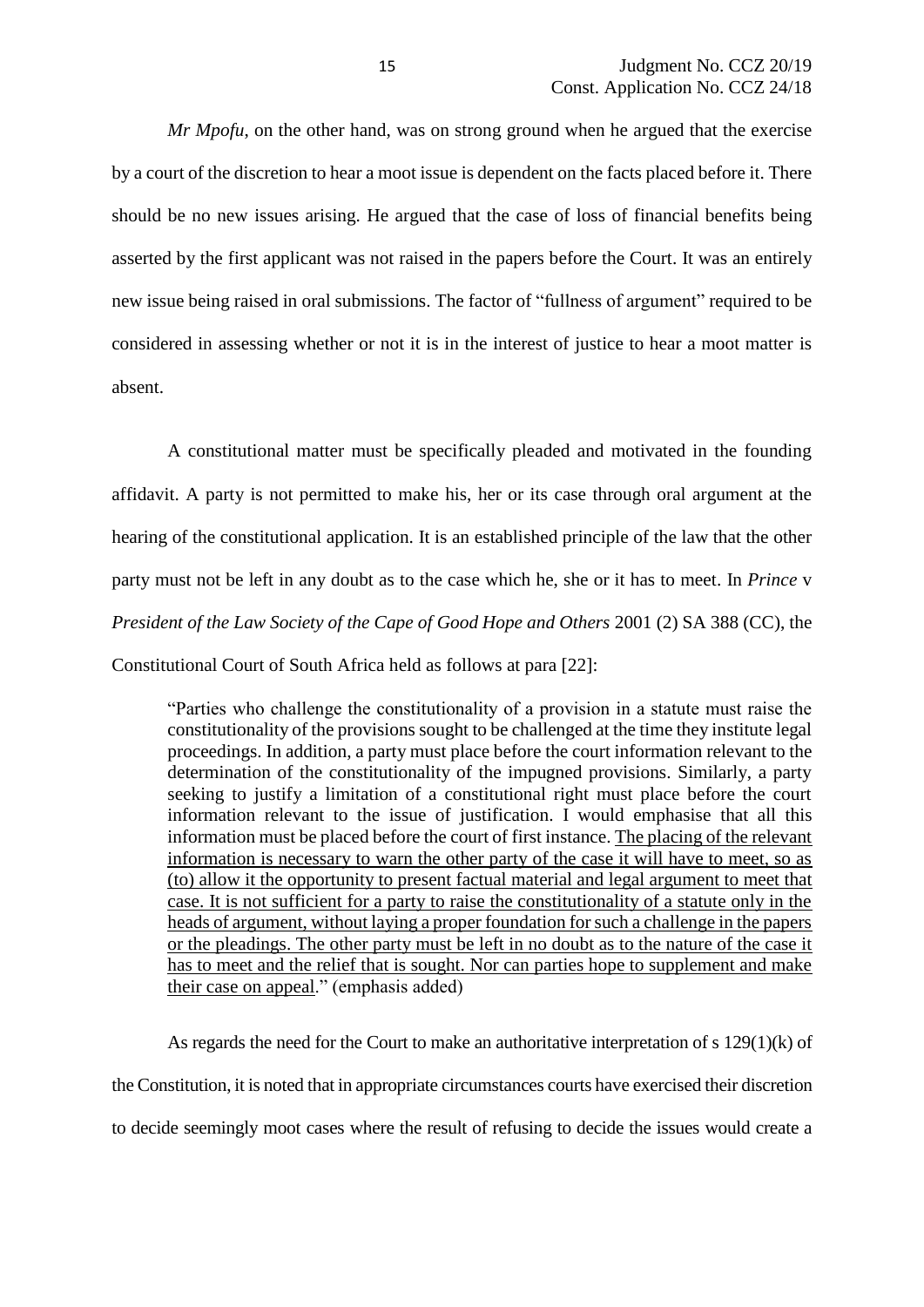*Mr Mpofu*, on the other hand, was on strong ground when he argued that the exercise by a court of the discretion to hear a moot issue is dependent on the facts placed before it. There should be no new issues arising. He argued that the case of loss of financial benefits being asserted by the first applicant was not raised in the papers before the Court. It was an entirely new issue being raised in oral submissions. The factor of "fullness of argument" required to be considered in assessing whether or not it is in the interest of justice to hear a moot matter is absent.

A constitutional matter must be specifically pleaded and motivated in the founding affidavit. A party is not permitted to make his, her or its case through oral argument at the hearing of the constitutional application. It is an established principle of the law that the other party must not be left in any doubt as to the case which he, she or it has to meet. In *Prince* v *President of the Law Society of the Cape of Good Hope and Others* 2001 (2) SA 388 (CC), the Constitutional Court of South Africa held as follows at para [22]:

> "Parties who challenge the constitutionality of a provision in a statute must raise the constitutionality of the provisions sought to be challenged at the time they institute legal proceedings. In addition, a party must place before the court information relevant to the determination of the constitutionality of the impugned provisions. Similarly, a party seeking to justify a limitation of a constitutional right must place before the court information relevant to the issue of justification. I would emphasise that all this information must be placed before the court of first instance. <u>The placing of the relevant information is necessary to warn the other party of the case it will have to meet, so as (to) allow it the opportunity to present factual material and legal argument to meet that case. It is not sufficient for a party to raise the constitutionality of a statute only in the heads of argument, without laying a proper foundation for such a challenge in the papers or the pleadings. The other party must be left in no doubt as to the nature of the case it has to meet and the relief that is sought. Nor can parties hope to supplement and make their case on appeal</u>." (emphasis added)

As regards the need for the Court to make an authoritative interpretation of s 129(1)(k) of the Constitution, it is noted that in appropriate circumstances courts have exercised their discretion to decide seemingly moot cases where the result of refusing to decide the issues would create a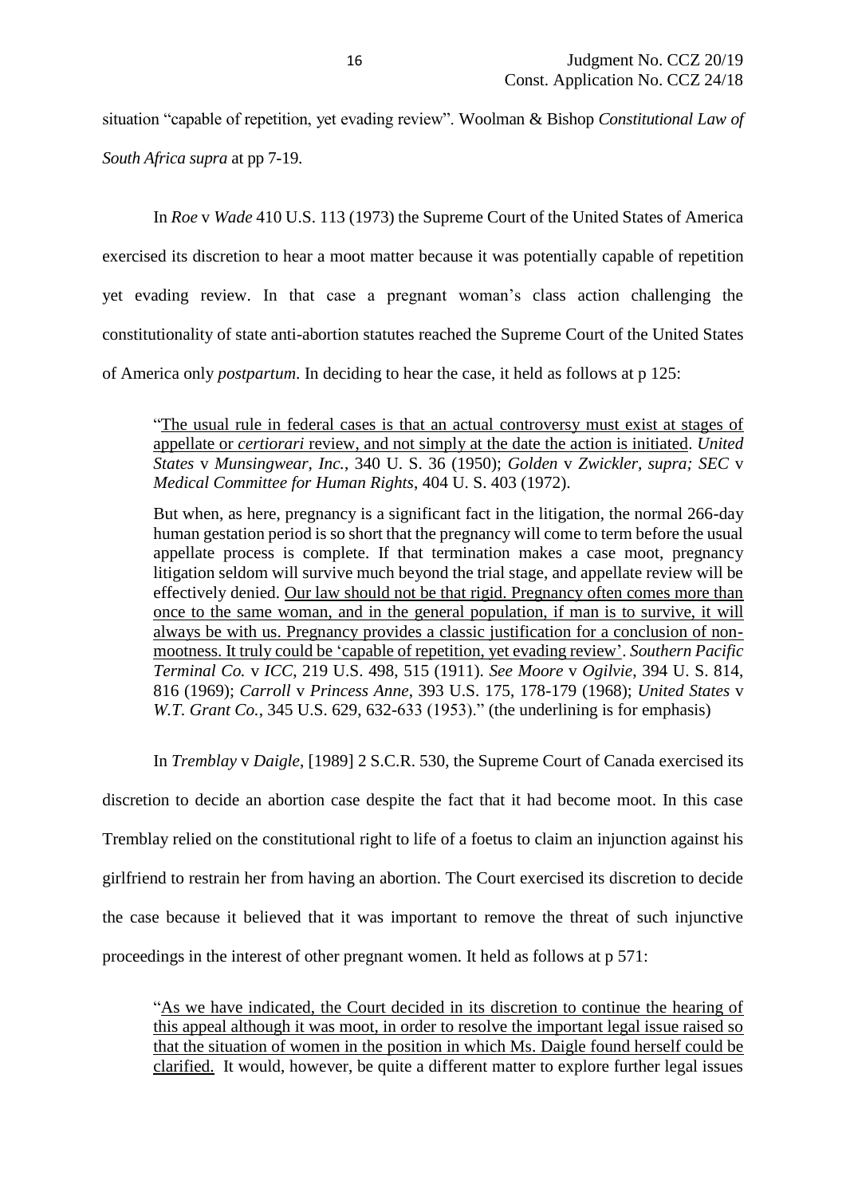situation "capable of repetition, yet evading review". Woolman & Bishop *Constitutional Law of South Africa supra* at pp 7-19.

In *Roe* v *Wade* 410 U.S. 113 (1973) the Supreme Court of the United States of America exercised its discretion to hear a moot matter because it was potentially capable of repetition yet evading review. In that case a pregnant woman's class action challenging the constitutionality of state anti-abortion statutes reached the Supreme Court of the United States of America only *postpartum*. In deciding to hear the case, it held as follows at p 125:

> "<u>The usual rule in federal cases is that an actual controversy must exist at stages of appellate or *certiorari* review, and not simply at the date the action is initiated</u>. *United States* v *Munsingwear, Inc.*, 340 U. S. 36 (1950); *Golden* v *Zwickler, supra; SEC* v *Medical Committee for Human Rights*, 404 U. S. 403 (1972).
>
> But when, as here, pregnancy is a significant fact in the litigation, the normal 266-day human gestation period is so short that the pregnancy will come to term before the usual appellate process is complete. If that termination makes a case moot, pregnancy litigation seldom will survive much beyond the trial stage, and appellate review will be effectively denied. <u>Our law should not be that rigid. Pregnancy often comes more than once to the same woman, and in the general population, if man is to survive, it will always be with us. Pregnancy provides a classic justification for a conclusion of non-mootness. It truly could be 'capable of repetition, yet evading review'</u>. *Southern Pacific Terminal Co.* v *ICC*, 219 U.S. 498, 515 (1911). *See Moore* v *Ogilvie*, 394 U. S. 814, 816 (1969); *Carroll* v *Princess Anne*, 393 U.S. 175, 178-179 (1968); *United States* v *W.T. Grant Co.*, 345 U.S. 629, 632-633 (1953)." (the underlining is for emphasis)

In *Tremblay* v *Daigle*, [1989] 2 S.C.R. 530, the Supreme Court of Canada exercised its discretion to decide an abortion case despite the fact that it had become moot. In this case Tremblay relied on the constitutional right to life of a foetus to claim an injunction against his girlfriend to restrain her from having an abortion. The Court exercised its discretion to decide the case because it believed that it was important to remove the threat of such injunctive proceedings in the interest of other pregnant women. It held as follows at p 571:

> "<u>As we have indicated, the Court decided in its discretion to continue the hearing of this appeal although it was moot, in order to resolve the important legal issue raised so that the situation of women in the position in which Ms. Daigle found herself could be clarified.</u> It would, however, be quite a different matter to explore further legal issues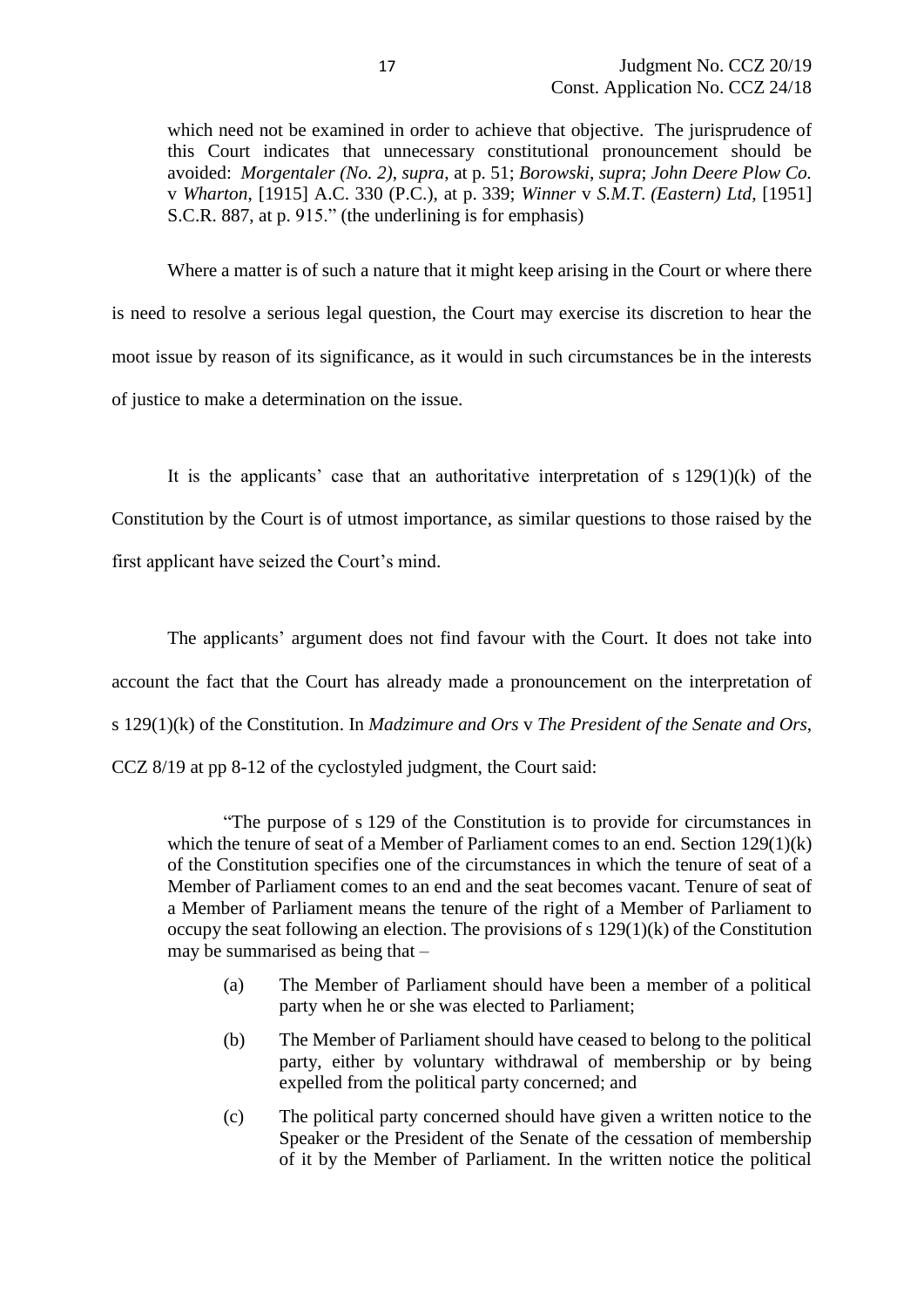> which need not be examined in order to achieve that objective. The jurisprudence of this Court indicates that unnecessary constitutional pronouncement should be avoided: *Morgentaler (No. 2)*, *supra*, at p. 51; *Borowski*, *supra*; *John Deere Plow Co.* v *Wharton*, [1915] A.C. 330 (P.C.), at p. 339; *Winner* v *S.M.T. (Eastern) Ltd*, [1951] S.C.R. 887, at p. 915." (the underlining is for emphasis)

Where a matter is of such a nature that it might keep arising in the Court or where there is need to resolve a serious legal question, the Court may exercise its discretion to hear the moot issue by reason of its significance, as it would in such circumstances be in the interests of justice to make a determination on the issue.

It is the applicants' case that an authoritative interpretation of s 129(1)(k) of the Constitution by the Court is of utmost importance, as similar questions to those raised by the first applicant have seized the Court's mind.

The applicants' argument does not find favour with the Court. It does not take into account the fact that the Court has already made a pronouncement on the interpretation of s 129(1)(k) of the Constitution. In *Madzimure and Ors* v *The President of the Senate and Ors*, CCZ 8/19 at pp 8-12 of the cyclostyled judgment, the Court said:

> "The purpose of s 129 of the Constitution is to provide for circumstances in which the tenure of seat of a Member of Parliament comes to an end. Section 129(1)(k) of the Constitution specifies one of the circumstances in which the tenure of seat of a Member of Parliament comes to an end and the seat becomes vacant. Tenure of seat of a Member of Parliament means the tenure of the right of a Member of Parliament to occupy the seat following an election. The provisions of s 129(1)(k) of the Constitution may be summarised as being that –
>
> (a) The Member of Parliament should have been a member of a political party when he or she was elected to Parliament;
>
> (b) The Member of Parliament should have ceased to belong to the political party, either by voluntary withdrawal of membership or by being expelled from the political party concerned; and
>
> (c) The political party concerned should have given a written notice to the Speaker or the President of the Senate of the cessation of membership of it by the Member of Parliament. In the written notice the political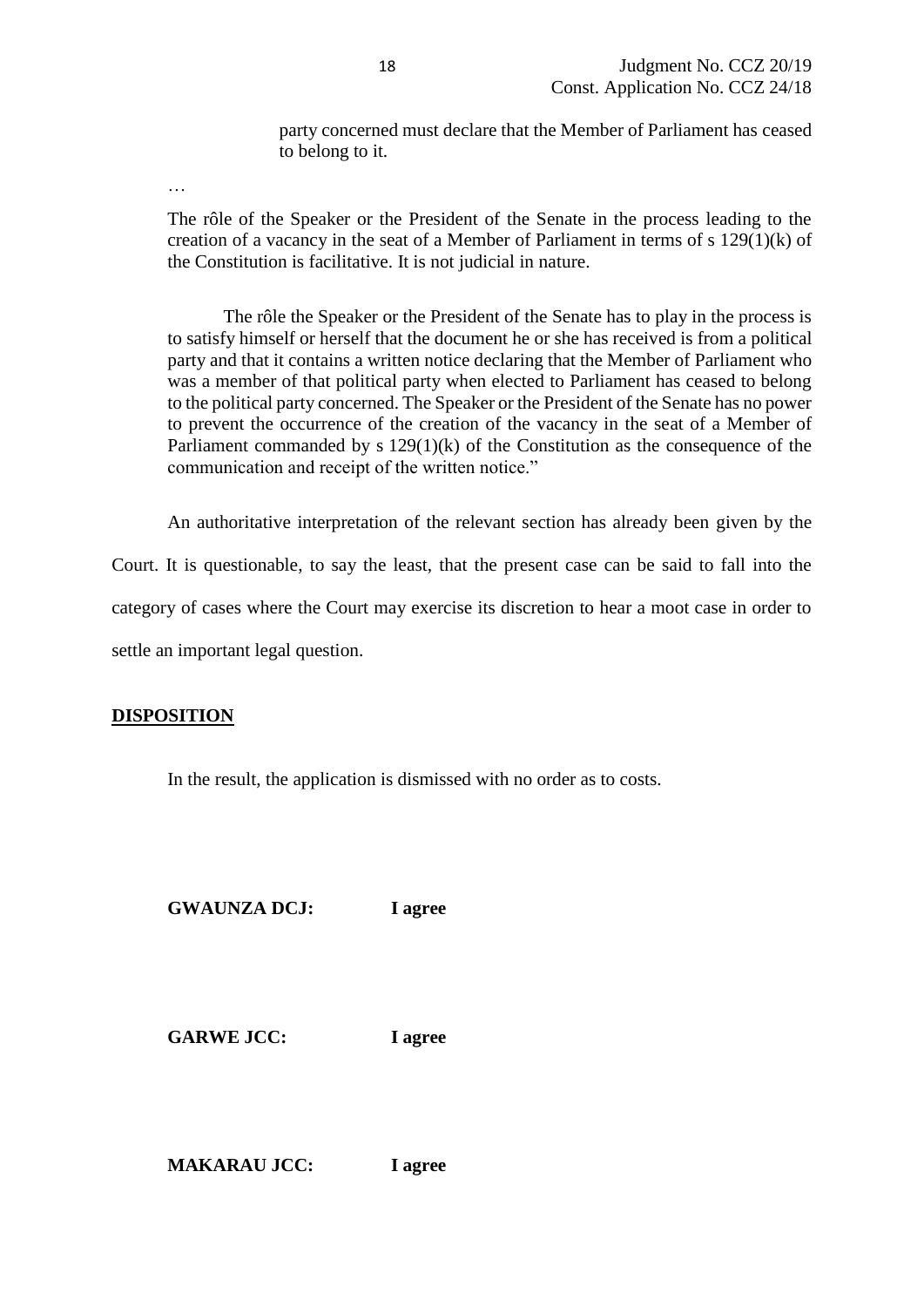party concerned must declare that the Member of Parliament has ceased to belong to it.

…

The rôle of the Speaker or the President of the Senate in the process leading to the creation of a vacancy in the seat of a Member of Parliament in terms of s 129(1)(k) of the Constitution is facilitative. It is not judicial in nature.

The rôle the Speaker or the President of the Senate has to play in the process is to satisfy himself or herself that the document he or she has received is from a political party and that it contains a written notice declaring that the Member of Parliament who was a member of that political party when elected to Parliament has ceased to belong to the political party concerned. The Speaker or the President of the Senate has no power to prevent the occurrence of the creation of the vacancy in the seat of a Member of Parliament commanded by s 129(1)(k) of the Constitution as the consequence of the communication and receipt of the written notice."

An authoritative interpretation of the relevant section has already been given by the Court. It is questionable, to say the least, that the present case can be said to fall into the category of cases where the Court may exercise its discretion to hear a moot case in order to settle an important legal question.

**DISPOSITION**

In the result, the application is dismissed with no order as to costs.

**GWAUNZA DCJ:** **I agree**

**GARWE JCC:** **I agree**

**MAKARAU JCC:** **I agree**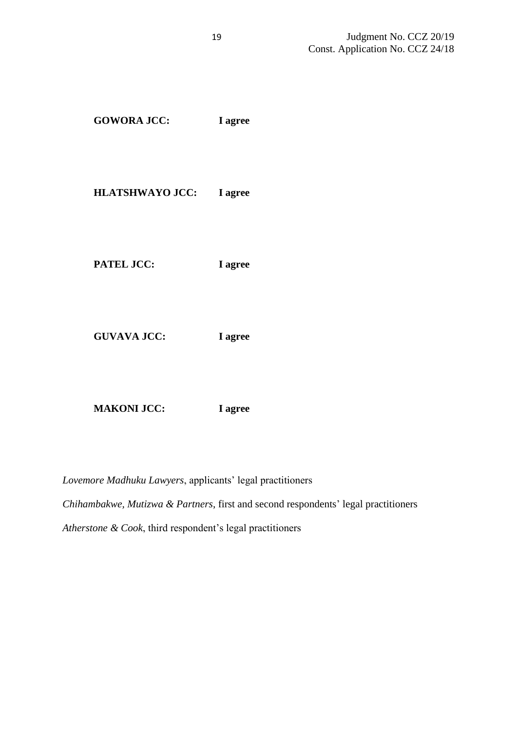**GOWORA JCC:** **I agree**

**HLATSHWAYO JCC:** **I agree**

**PATEL JCC:** **I agree**

**GUVAVA JCC:** **I agree**

**MAKONI JCC:** **I agree**

*Lovemore Madhuku Lawyers*, applicants' legal practitioners

*Chihambakwe, Mutizwa & Partners*, first and second respondents' legal practitioners

*Atherstone & Cook*, third respondent's legal practitioners